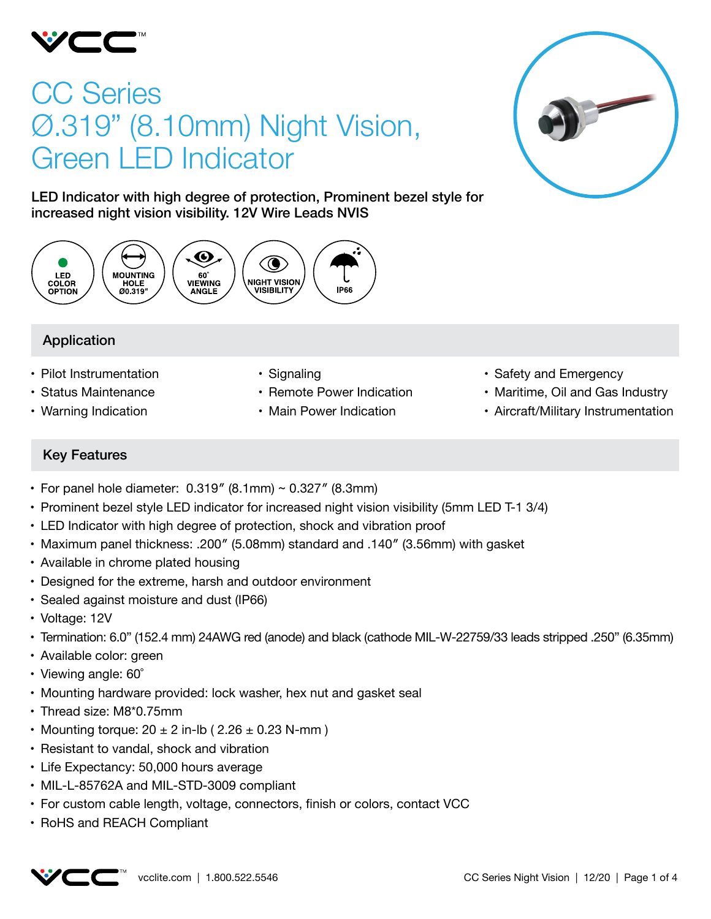# CC Series
# Ø.319" (8.10mm) Night Vision, Green LED Indicator

**LED Indicator with high degree of protection, Prominent bezel style for increased night vision visibility. 12V Wire Leads NVIS**

LED COLOR OPTION | MOUNTING HOLE Ø0.319" | 60° VIEWING ANGLE | NIGHT VISION VISIBILITY | IP66

## Application

- Pilot Instrumentation
- Status Maintenance
- Warning Indication
- Signaling
- Remote Power Indication
- Main Power Indication
- Safety and Emergency
- Maritime, Oil and Gas Industry
- Aircraft/Military Instrumentation

## Key Features

- For panel hole diameter: 0.319″ (8.1mm) ~ 0.327″ (8.3mm)
- Prominent bezel style LED indicator for increased night vision visibility (5mm LED T-1 3/4)
- LED Indicator with high degree of protection, shock and vibration proof
- Maximum panel thickness: .200″ (5.08mm) standard and .140″ (3.56mm) with gasket
- Available in chrome plated housing
- Designed for the extreme, harsh and outdoor environment
- Sealed against moisture and dust (IP66)
- Voltage: 12V
- Termination: 6.0" (152.4 mm) 24AWG red (anode) and black (cathode MIL-W-22759/33 leads stripped .250" (6.35mm)
- Available color: green
- Viewing angle: 60˚
- Mounting hardware provided: lock washer, hex nut and gasket seal
- Thread size: M8*0.75mm
- Mounting torque: 20 ± 2 in-lb ( 2.26 ± 0.23 N-mm )
- Resistant to vandal, shock and vibration
- Life Expectancy: 50,000 hours average
- MIL-L-85762A and MIL-STD-3009 compliant
- For custom cable length, voltage, connectors, finish or colors, contact VCC
- RoHS and REACH Compliant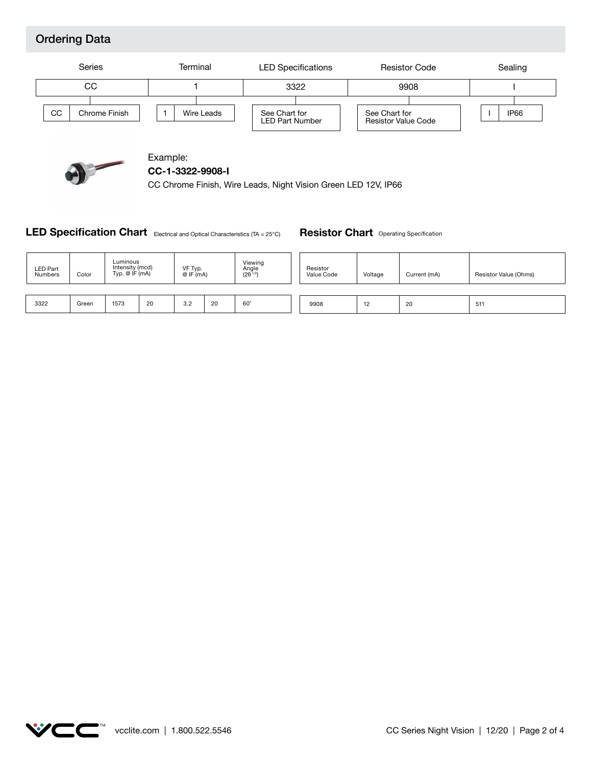## Ordering Data

| Series | Terminal | LED Specifications | Resistor Code | Sealing |
|---|---|---|---|---|
| CC | 1 | 3322 | 9908 | I |
| CC – Chrome Finish | 1 – Wire Leads | See Chart for LED Part Number | See Chart for Resistor Value Code | I – IP66 |

Example:

**CC-1-3322-9908-I**

CC Chrome Finish, Wire Leads, Night Vision Green LED 12V, IP66

### LED Specification Chart

Electrical and Optical Characteristics (TA = 25°C)

| LED Part Numbers | Color | Luminous Intensity (mcd) Typ. @ IF (mA) | | VF Typ. @ IF (mA) | | Viewing Angle ($2\theta^{1/2}$) |
|---|---|---|---|---|---|---|
| 3322 | Green | 1573 | 20 | 3.2 | 20 | 60° |

### Resistor Chart

Operating Specification

| Resistor Value Code | Voltage | Current (mA) | Resistor Value (Ohms) |
|---|---|---|---|
| 9908 | 12 | 20 | 511 |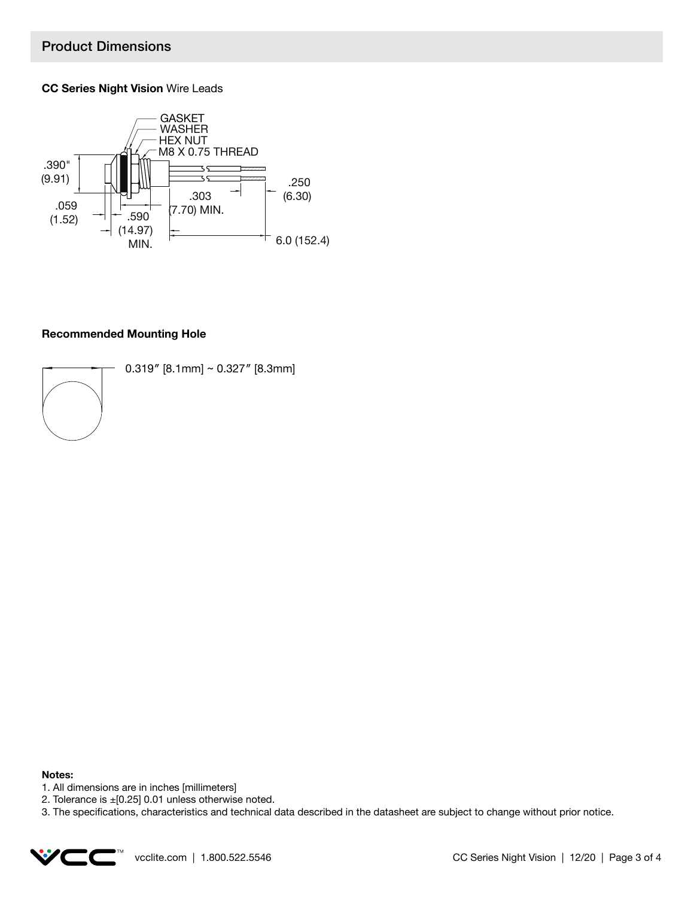## Product Dimensions

**CC Series Night Vision** Wire Leads

GASKET
WASHER
HEX NUT
M8 X 0.75 THREAD

.390" (9.91)

.059 (1.52)

.590 (14.97) MIN.

.303 (7.70) MIN.

.250 (6.30)

6.0 (152.4)

**Recommended Mounting Hole**

0.319″ [8.1mm] ~ 0.327″ [8.3mm]

**Notes:**

1. All dimensions are in inches [millimeters]
2. Tolerance is ±[0.25] 0.01 unless otherwise noted.
3. The specifications, characteristics and technical data described in the datasheet are subject to change without prior notice.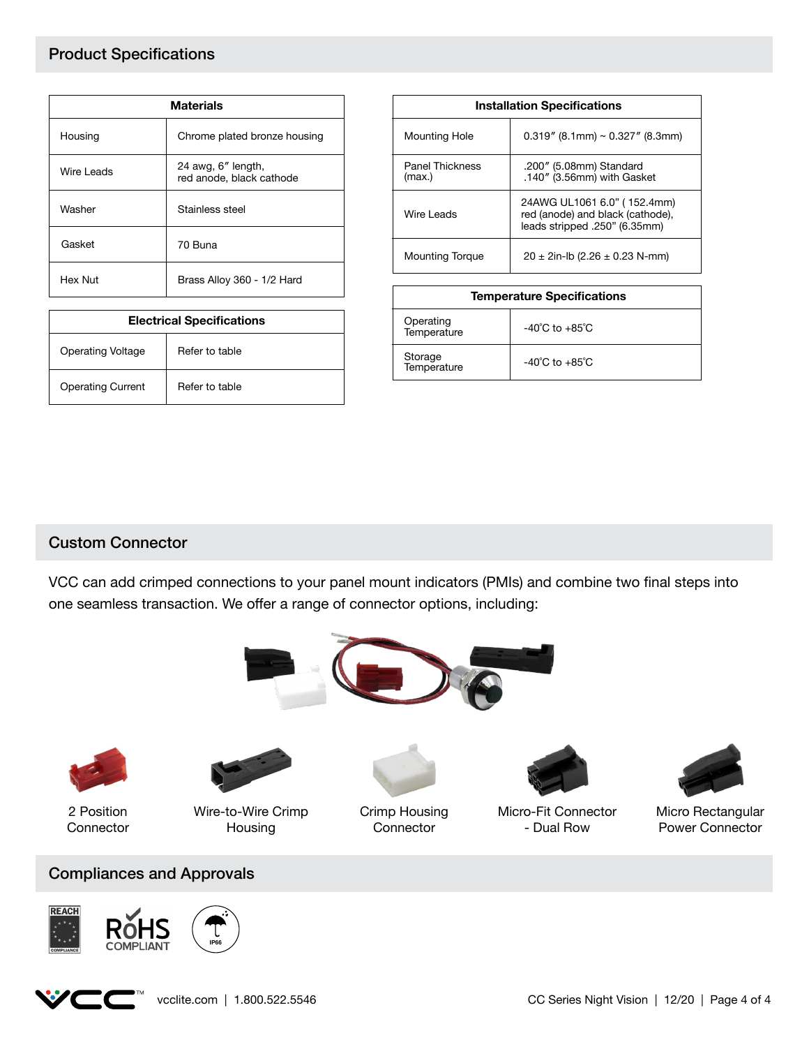## Product Specifications

| Materials | |
|---|---|
| Housing | Chrome plated bronze housing |
| Wire Leads | 24 awg, 6″ length, red anode, black cathode |
| Washer | Stainless steel |
| Gasket | 70 Buna |
| Hex Nut | Brass Alloy 360 - 1/2 Hard |

| Electrical Specifications | |
|---|---|
| Operating Voltage | Refer to table |
| Operating Current | Refer to table |

| Installation Specifications | |
|---|---|
| Mounting Hole | 0.319″ (8.1mm) ~ 0.327″ (8.3mm) |
| Panel Thickness (max.) | .200″ (5.08mm) Standard .140″ (3.56mm) with Gasket |
| Wire Leads | 24AWG UL1061 6.0" ( 152.4mm) red (anode) and black (cathode), leads stripped .250" (6.35mm) |
| Mounting Torque | 20 ± 2in-lb (2.26 ± 0.23 N-mm) |

| Temperature Specifications | |
|---|---|
| Operating Temperature | -40˚C to +85˚C |
| Storage Temperature | -40˚C to +85˚C |

## Custom Connector

VCC can add crimped connections to your panel mount indicators (PMIs) and combine two final steps into one seamless transaction. We offer a range of connector options, including:

2 Position Connector

Wire-to-Wire Crimp Housing

Crimp Housing Connector

Micro-Fit Connector - Dual Row

Micro Rectangular Power Connector

## Compliances and Approvals

REACH COMPLIANCE

RoHS COMPLIANT

IP66